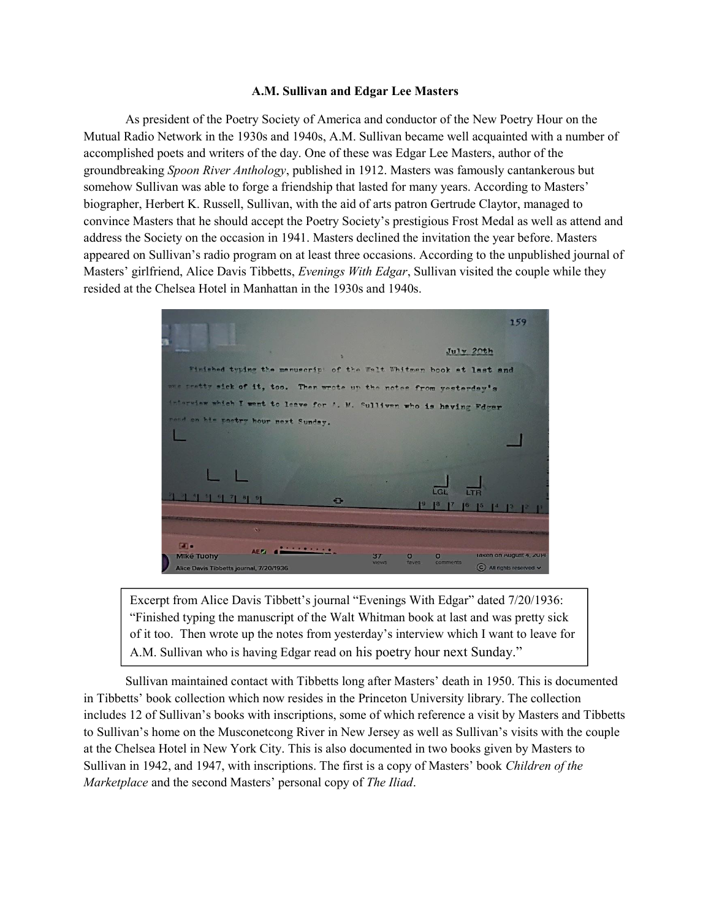**A.M. Sullivan and Edgar Lee Masters**

As president of the Poetry Society of America and conductor of the New Poetry Hour on the Mutual Radio Network in the 1930s and 1940s, A.M. Sullivan became well acquainted with a number of accomplished poets and writers of the day. One of these was Edgar Lee Masters, author of the groundbreaking *Spoon River Anthology*, published in 1912. Masters was famously cantankerous but somehow Sullivan was able to forge a friendship that lasted for many years. According to Masters' biographer, Herbert K. Russell, Sullivan, with the aid of arts patron Gertrude Claytor, managed to convince Masters that he should accept the Poetry Society's prestigious Frost Medal as well as attend and address the Society on the occasion in 1941. Masters declined the invitation the year before. Masters appeared on Sullivan's radio program on at least three occasions. According to the unpublished journal of Masters' girlfriend, Alice Davis Tibbetts, *Evenings With Edgar*, Sullivan visited the couple while they resided at the Chelsea Hotel in Manhattan in the 1930s and 1940s.

Excerpt from Alice Davis Tibbett's journal "Evenings With Edgar" dated 7/20/1936: "Finished typing the manuscript of the Walt Whitman book at last and was pretty sick of it too. Then wrote up the notes from yesterday's interview which I want to leave for A.M. Sullivan who is having Edgar read on his poetry hour next Sunday."

Sullivan maintained contact with Tibbetts long after Masters' death in 1950. This is documented in Tibbetts' book collection which now resides in the Princeton University library. The collection includes 12 of Sullivan's books with inscriptions, some of which reference a visit by Masters and Tibbetts to Sullivan's home on the Musconetcong River in New Jersey as well as Sullivan's visits with the couple at the Chelsea Hotel in New York City. This is also documented in two books given by Masters to Sullivan in 1942, and 1947, with inscriptions. The first is a copy of Masters' book *Children of the Marketplace* and the second Masters' personal copy of *The Iliad*.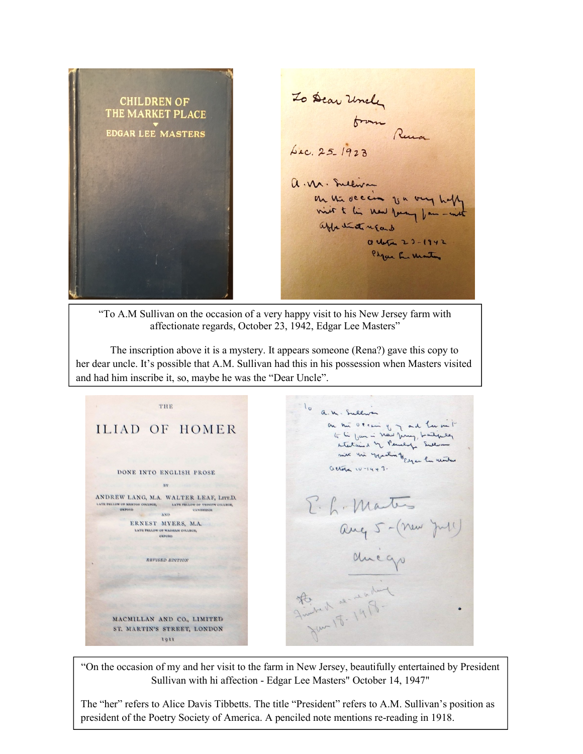CHILDREN OF THE MARKET PLACE

EDGAR LEE MASTERS

To Dear Uncle
from
Rena
Dec. 25 1923

A. M. Sullivan
on the occasion of a very happy visit to his New Jersey farm – with affectionate regards
October 23-1942
Edgar Lee Masters

"To A.M Sullivan on the occasion of a very happy visit to his New Jersey farm with affectionate regards, October 23, 1942, Edgar Lee Masters"

The inscription above it is a mystery. It appears someone (Rena?) gave this copy to her dear uncle. It's possible that A.M. Sullivan had this in his possession when Masters visited and had him inscribe it, so, maybe he was the "Dear Uncle".

THE

ILIAD OF HOMER

DONE INTO ENGLISH PROSE

BY

ANDREW LANG, M.A. WALTER LEAF, LITT.D.
LATE FELLOW OF MERTON COLLEGE, OXFORD — LATE FELLOW OF TRINITY COLLEGE, CAMBRIDGE

AND

ERNEST MYERS, M.A.
LATE FELLOW OF WADHAM COLLEGE, OXFORD

REVISED EDITION

MACMILLAN AND CO., LIMITED
ST. MARTIN'S STREET, LONDON
1911

To
A. M. Sullivan
on the occasion of my and her visit to his farm in New Jersey, beautifully entertained by President Sullivan with his affection. Edgar Lee Masters
October 14-1947.

E. L. Masters
Aug 5 – (New York)
Chicago

Finished re-reading
Jan 18. 1918.

"On the occasion of my and her visit to the farm in New Jersey, beautifully entertained by President Sullivan with hi affection - Edgar Lee Masters" October 14, 1947"

The "her" refers to Alice Davis Tibbetts. The title "President" refers to A.M. Sullivan's position as president of the Poetry Society of America. A penciled note mentions re-reading in 1918.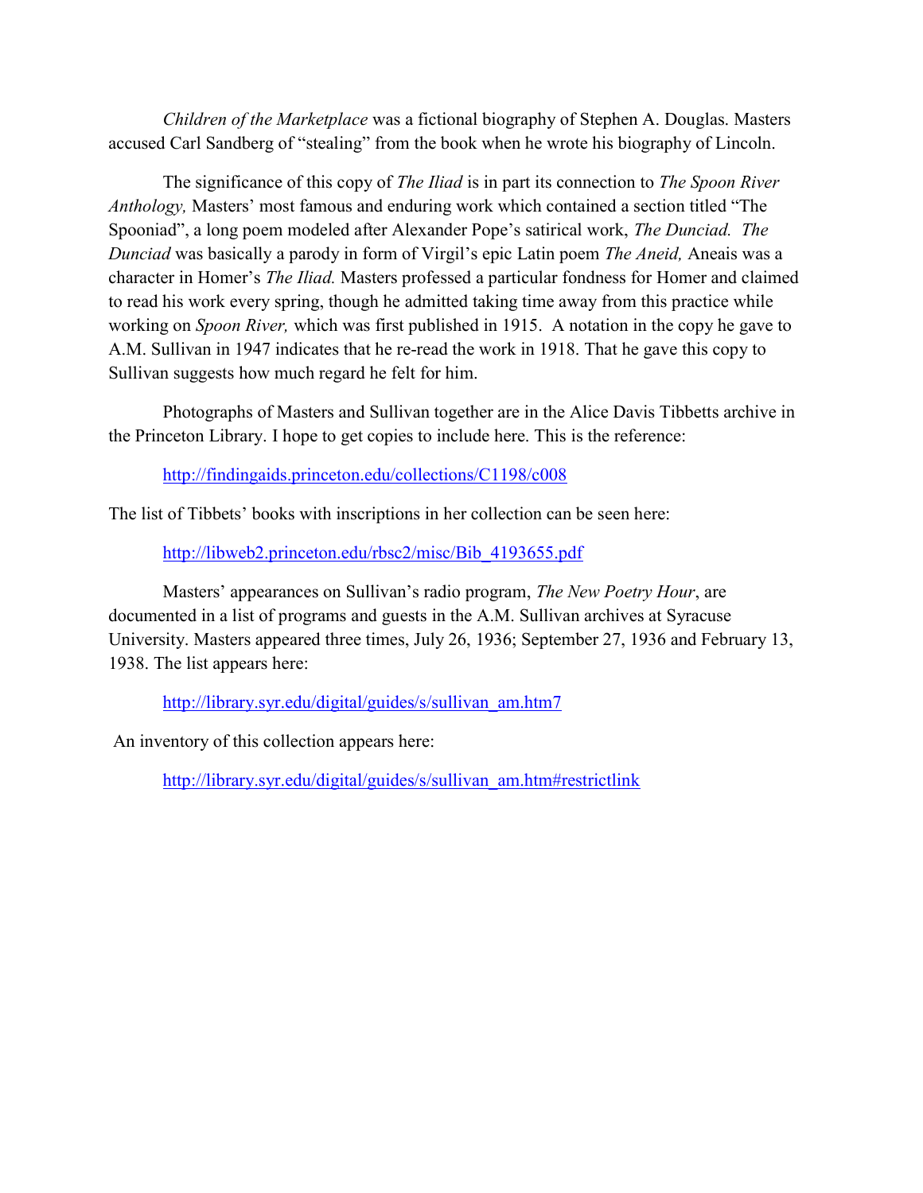*Children of the Marketplace* was a fictional biography of Stephen A. Douglas. Masters accused Carl Sandberg of "stealing" from the book when he wrote his biography of Lincoln.

The significance of this copy of *The Iliad* is in part its connection to *The Spoon River Anthology,* Masters' most famous and enduring work which contained a section titled "The Spooniad", a long poem modeled after Alexander Pope's satirical work, *The Dunciad. The Dunciad* was basically a parody in form of Virgil's epic Latin poem *The Aneid,* Aneais was a character in Homer's *The Iliad.* Masters professed a particular fondness for Homer and claimed to read his work every spring, though he admitted taking time away from this practice while working on *Spoon River,* which was first published in 1915. A notation in the copy he gave to A.M. Sullivan in 1947 indicates that he re-read the work in 1918. That he gave this copy to Sullivan suggests how much regard he felt for him.

Photographs of Masters and Sullivan together are in the Alice Davis Tibbetts archive in the Princeton Library. I hope to get copies to include here. This is the reference:

http://findingaids.princeton.edu/collections/C1198/c008

The list of Tibbets' books with inscriptions in her collection can be seen here:

http://libweb2.princeton.edu/rbsc2/misc/Bib_4193655.pdf

Masters' appearances on Sullivan's radio program, *The New Poetry Hour*, are documented in a list of programs and guests in the A.M. Sullivan archives at Syracuse University. Masters appeared three times, July 26, 1936; September 27, 1936 and February 13, 1938. The list appears here:

http://library.syr.edu/digital/guides/s/sullivan_am.htm7

An inventory of this collection appears here:

http://library.syr.edu/digital/guides/s/sullivan_am.htm#restrictlink